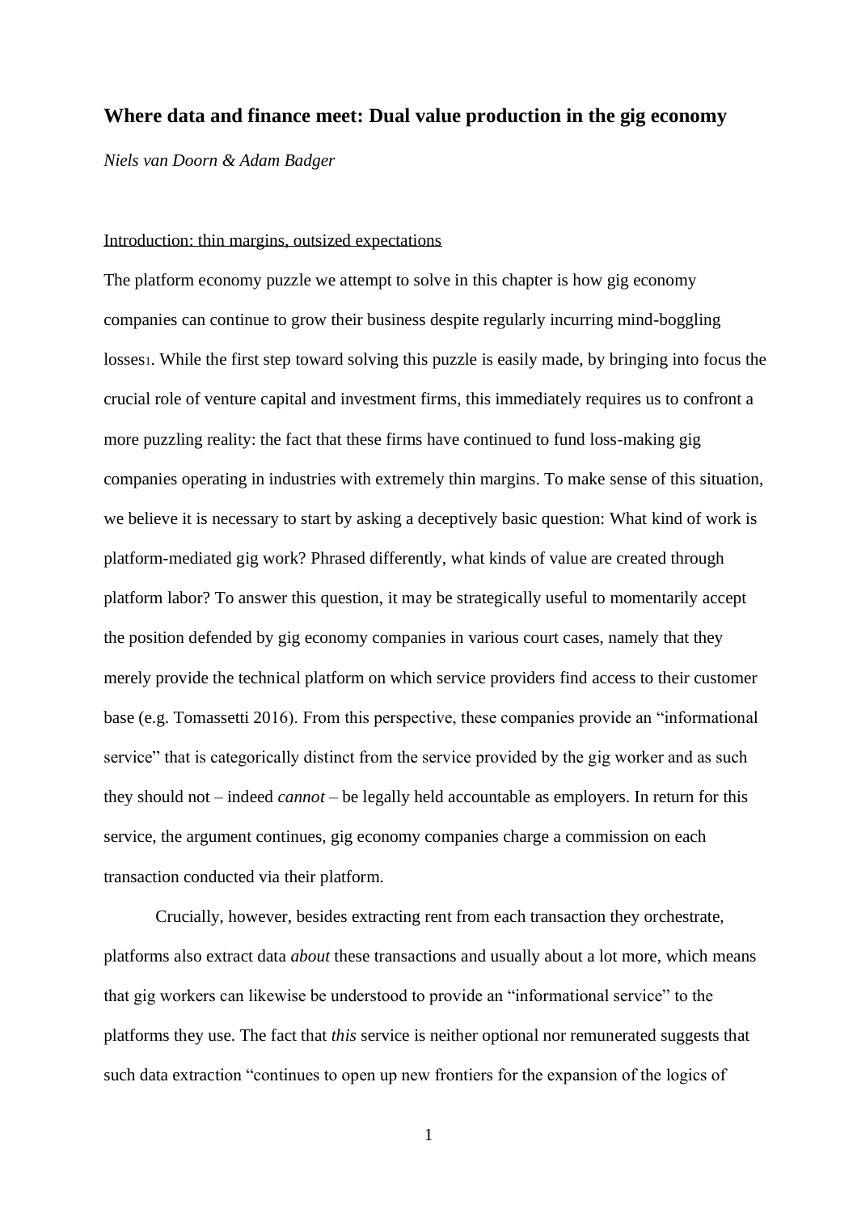# Where data and finance meet: Dual value production in the gig economy

*Niels van Doorn & Adam Badger*

## Introduction: thin margins, outsized expectations

The platform economy puzzle we attempt to solve in this chapter is how gig economy companies can continue to grow their business despite regularly incurring mind-boggling losses[1]. While the first step toward solving this puzzle is easily made, by bringing into focus the crucial role of venture capital and investment firms, this immediately requires us to confront a more puzzling reality: the fact that these firms have continued to fund loss-making gig companies operating in industries with extremely thin margins. To make sense of this situation, we believe it is necessary to start by asking a deceptively basic question: What kind of work is platform-mediated gig work? Phrased differently, what kinds of value are created through platform labor? To answer this question, it may be strategically useful to momentarily accept the position defended by gig economy companies in various court cases, namely that they merely provide the technical platform on which service providers find access to their customer base (e.g. Tomassetti 2016). From this perspective, these companies provide an "informational service" that is categorically distinct from the service provided by the gig worker and as such they should not – indeed *cannot* – be legally held accountable as employers. In return for this service, the argument continues, gig economy companies charge a commission on each transaction conducted via their platform.

Crucially, however, besides extracting rent from each transaction they orchestrate, platforms also extract data *about* these transactions and usually about a lot more, which means that gig workers can likewise be understood to provide an "informational service" to the platforms they use. The fact that *this* service is neither optional nor remunerated suggests that such data extraction "continues to open up new frontiers for the expansion of the logics of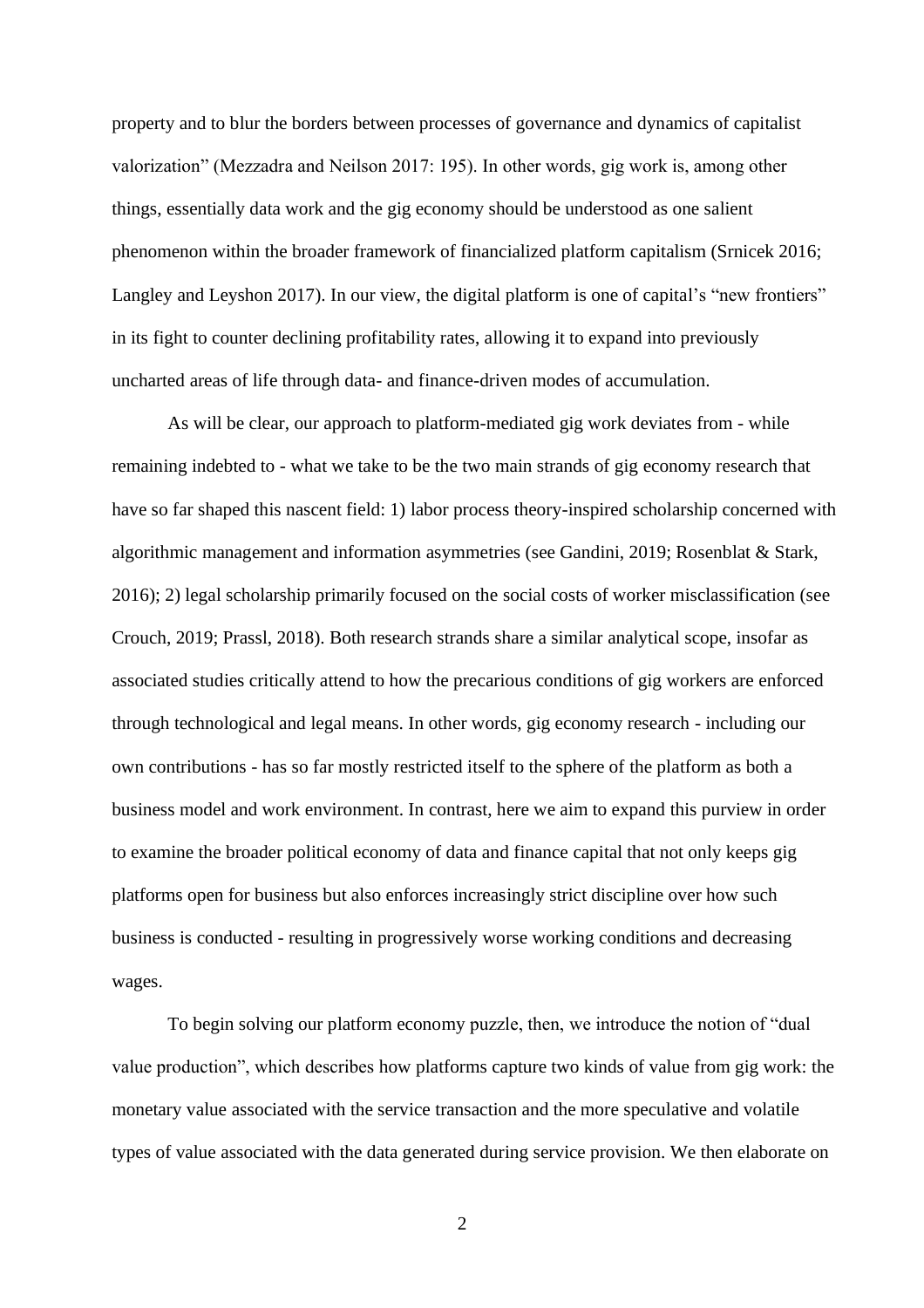property and to blur the borders between processes of governance and dynamics of capitalist valorization" (Mezzadra and Neilson 2017: 195). In other words, gig work is, among other things, essentially data work and the gig economy should be understood as one salient phenomenon within the broader framework of financialized platform capitalism (Srnicek 2016; Langley and Leyshon 2017). In our view, the digital platform is one of capital's "new frontiers" in its fight to counter declining profitability rates, allowing it to expand into previously uncharted areas of life through data- and finance-driven modes of accumulation.

As will be clear, our approach to platform-mediated gig work deviates from - while remaining indebted to - what we take to be the two main strands of gig economy research that have so far shaped this nascent field: 1) labor process theory-inspired scholarship concerned with algorithmic management and information asymmetries (see Gandini, 2019; Rosenblat & Stark, 2016); 2) legal scholarship primarily focused on the social costs of worker misclassification (see Crouch, 2019; Prassl, 2018). Both research strands share a similar analytical scope, insofar as associated studies critically attend to how the precarious conditions of gig workers are enforced through technological and legal means. In other words, gig economy research - including our own contributions - has so far mostly restricted itself to the sphere of the platform as both a business model and work environment. In contrast, here we aim to expand this purview in order to examine the broader political economy of data and finance capital that not only keeps gig platforms open for business but also enforces increasingly strict discipline over how such business is conducted - resulting in progressively worse working conditions and decreasing wages.

To begin solving our platform economy puzzle, then, we introduce the notion of "dual value production", which describes how platforms capture two kinds of value from gig work: the monetary value associated with the service transaction and the more speculative and volatile types of value associated with the data generated during service provision. We then elaborate on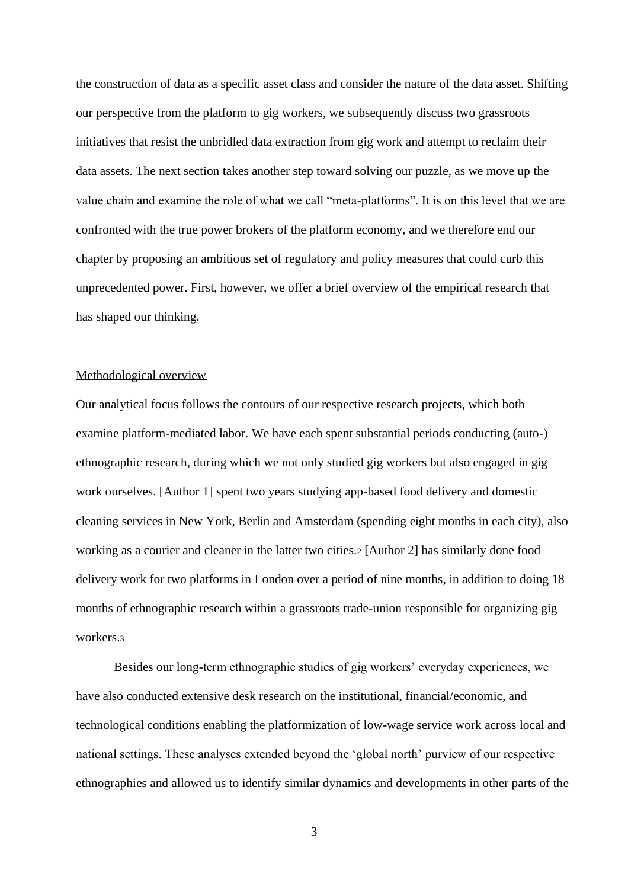the construction of data as a specific asset class and consider the nature of the data asset. Shifting our perspective from the platform to gig workers, we subsequently discuss two grassroots initiatives that resist the unbridled data extraction from gig work and attempt to reclaim their data assets. The next section takes another step toward solving our puzzle, as we move up the value chain and examine the role of what we call "meta-platforms". It is on this level that we are confronted with the true power brokers of the platform economy, and we therefore end our chapter by proposing an ambitious set of regulatory and policy measures that could curb this unprecedented power. First, however, we offer a brief overview of the empirical research that has shaped our thinking.

## Methodological overview

Our analytical focus follows the contours of our respective research projects, which both examine platform-mediated labor. We have each spent substantial periods conducting (auto-) ethnographic research, during which we not only studied gig workers but also engaged in gig work ourselves. [Author 1] spent two years studying app-based food delivery and domestic cleaning services in New York, Berlin and Amsterdam (spending eight months in each city), also working as a courier and cleaner in the latter two cities.[2] [Author 2] has similarly done food delivery work for two platforms in London over a period of nine months, in addition to doing 18 months of ethnographic research within a grassroots trade-union responsible for organizing gig workers.[3]

Besides our long-term ethnographic studies of gig workers' everyday experiences, we have also conducted extensive desk research on the institutional, financial/economic, and technological conditions enabling the platformization of low-wage service work across local and national settings. These analyses extended beyond the 'global north' purview of our respective ethnographies and allowed us to identify similar dynamics and developments in other parts of the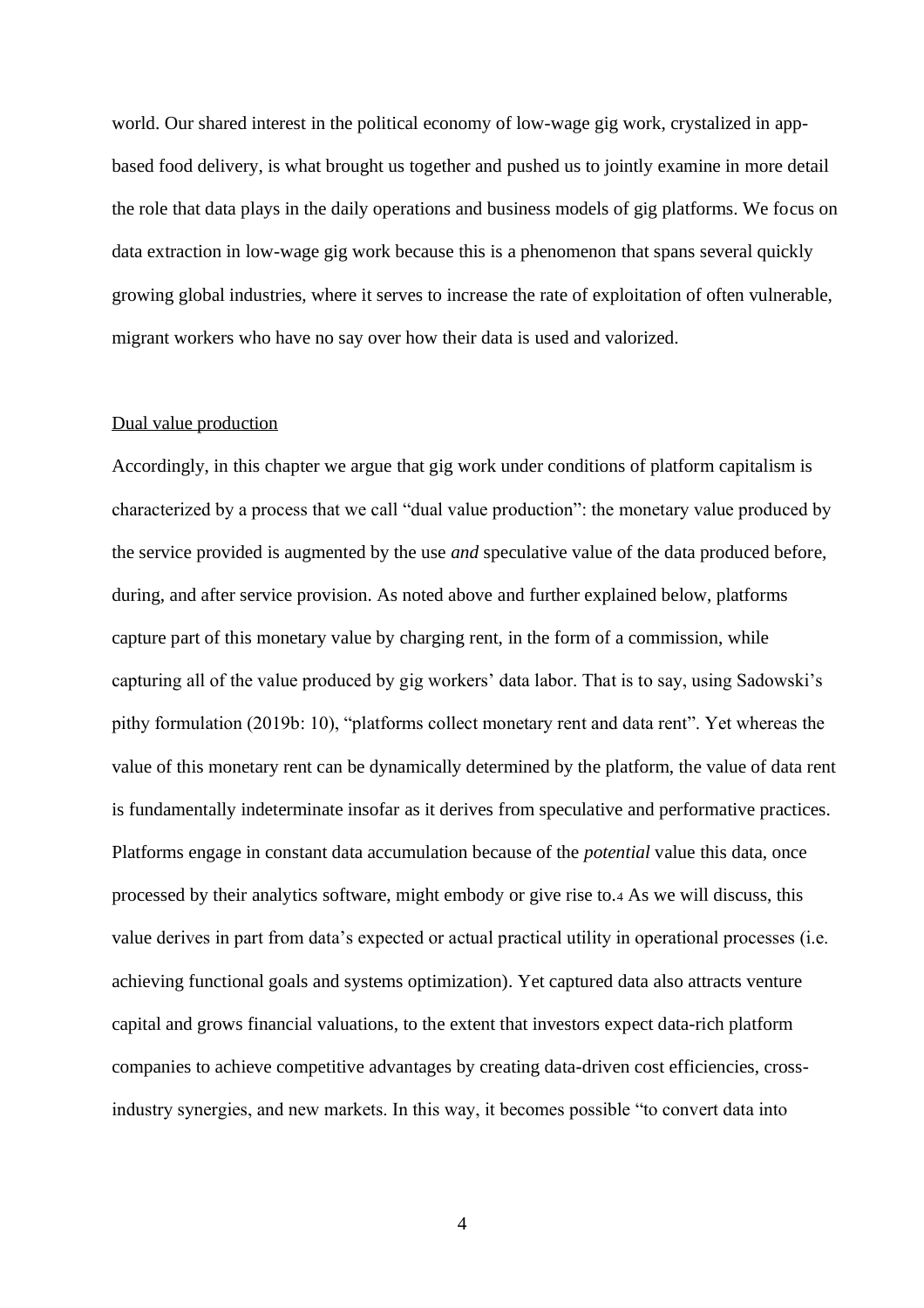world. Our shared interest in the political economy of low-wage gig work, crystalized in app-based food delivery, is what brought us together and pushed us to jointly examine in more detail the role that data plays in the daily operations and business models of gig platforms. We focus on data extraction in low-wage gig work because this is a phenomenon that spans several quickly growing global industries, where it serves to increase the rate of exploitation of often vulnerable, migrant workers who have no say over how their data is used and valorized.

## Dual value production

Accordingly, in this chapter we argue that gig work under conditions of platform capitalism is characterized by a process that we call "dual value production": the monetary value produced by the service provided is augmented by the use *and* speculative value of the data produced before, during, and after service provision. As noted above and further explained below, platforms capture part of this monetary value by charging rent, in the form of a commission, while capturing all of the value produced by gig workers' data labor. That is to say, using Sadowski's pithy formulation (2019b: 10), "platforms collect monetary rent and data rent". Yet whereas the value of this monetary rent can be dynamically determined by the platform, the value of data rent is fundamentally indeterminate insofar as it derives from speculative and performative practices. Platforms engage in constant data accumulation because of the *potential* value this data, once processed by their analytics software, might embody or give rise to.[4] As we will discuss, this value derives in part from data's expected or actual practical utility in operational processes (i.e. achieving functional goals and systems optimization). Yet captured data also attracts venture capital and grows financial valuations, to the extent that investors expect data-rich platform companies to achieve competitive advantages by creating data-driven cost efficiencies, cross-industry synergies, and new markets. In this way, it becomes possible "to convert data into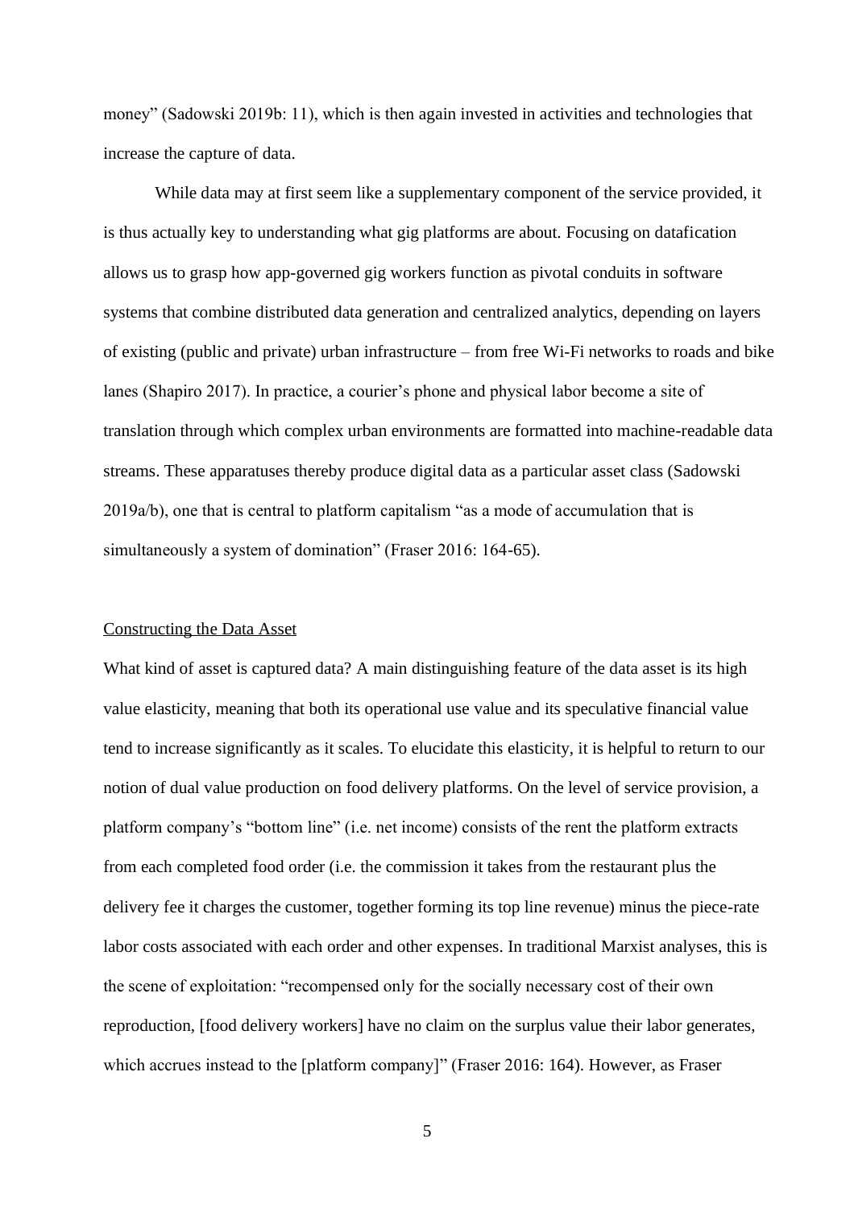money" (Sadowski 2019b: 11), which is then again invested in activities and technologies that increase the capture of data.

While data may at first seem like a supplementary component of the service provided, it is thus actually key to understanding what gig platforms are about. Focusing on datafication allows us to grasp how app-governed gig workers function as pivotal conduits in software systems that combine distributed data generation and centralized analytics, depending on layers of existing (public and private) urban infrastructure – from free Wi-Fi networks to roads and bike lanes (Shapiro 2017). In practice, a courier's phone and physical labor become a site of translation through which complex urban environments are formatted into machine-readable data streams. These apparatuses thereby produce digital data as a particular asset class (Sadowski 2019a/b), one that is central to platform capitalism "as a mode of accumulation that is simultaneously a system of domination" (Fraser 2016: 164-65).

## Constructing the Data Asset

What kind of asset is captured data? A main distinguishing feature of the data asset is its high value elasticity, meaning that both its operational use value and its speculative financial value tend to increase significantly as it scales. To elucidate this elasticity, it is helpful to return to our notion of dual value production on food delivery platforms. On the level of service provision, a platform company's "bottom line" (i.e. net income) consists of the rent the platform extracts from each completed food order (i.e. the commission it takes from the restaurant plus the delivery fee it charges the customer, together forming its top line revenue) minus the piece-rate labor costs associated with each order and other expenses. In traditional Marxist analyses, this is the scene of exploitation: "recompensed only for the socially necessary cost of their own reproduction, [food delivery workers] have no claim on the surplus value their labor generates, which accrues instead to the [platform company]" (Fraser 2016: 164). However, as Fraser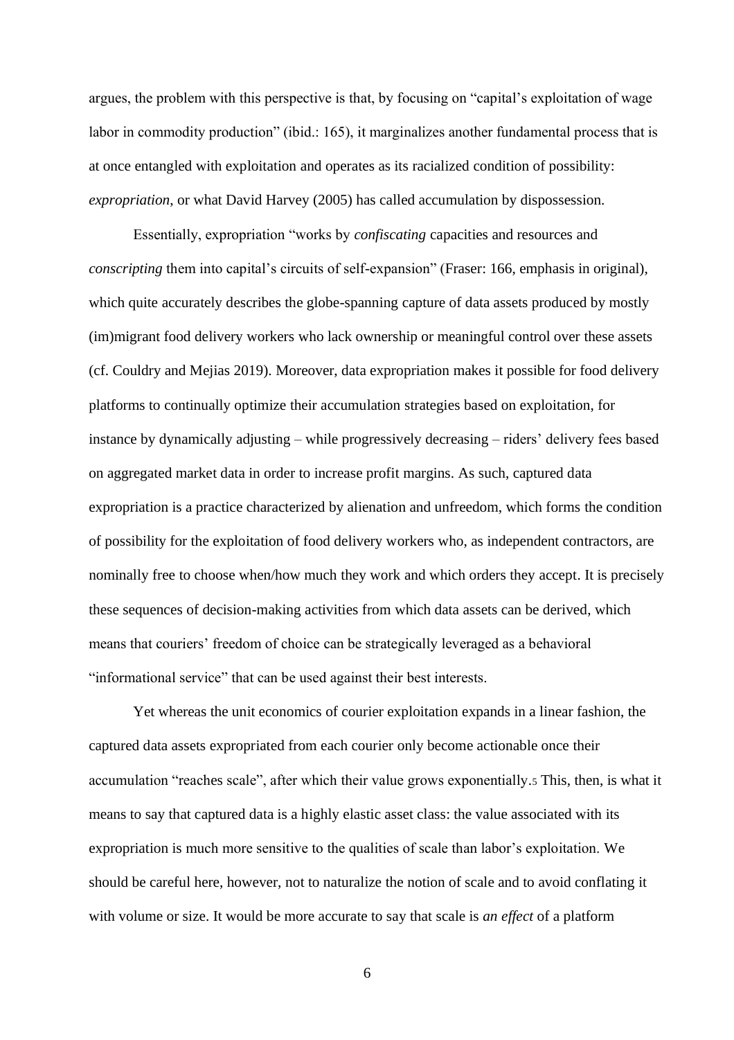argues, the problem with this perspective is that, by focusing on "capital's exploitation of wage labor in commodity production" (ibid.: 165), it marginalizes another fundamental process that is at once entangled with exploitation and operates as its racialized condition of possibility: *expropriation*, or what David Harvey (2005) has called accumulation by dispossession.

Essentially, expropriation "works by *confiscating* capacities and resources and *conscripting* them into capital's circuits of self-expansion" (Fraser: 166, emphasis in original), which quite accurately describes the globe-spanning capture of data assets produced by mostly (im)migrant food delivery workers who lack ownership or meaningful control over these assets (cf. Couldry and Mejias 2019). Moreover, data expropriation makes it possible for food delivery platforms to continually optimize their accumulation strategies based on exploitation, for instance by dynamically adjusting – while progressively decreasing – riders' delivery fees based on aggregated market data in order to increase profit margins. As such, captured data expropriation is a practice characterized by alienation and unfreedom, which forms the condition of possibility for the exploitation of food delivery workers who, as independent contractors, are nominally free to choose when/how much they work and which orders they accept. It is precisely these sequences of decision-making activities from which data assets can be derived, which means that couriers' freedom of choice can be strategically leveraged as a behavioral "informational service" that can be used against their best interests.

Yet whereas the unit economics of courier exploitation expands in a linear fashion, the captured data assets expropriated from each courier only become actionable once their accumulation "reaches scale", after which their value grows exponentially.[5] This, then, is what it means to say that captured data is a highly elastic asset class: the value associated with its expropriation is much more sensitive to the qualities of scale than labor's exploitation. We should be careful here, however, not to naturalize the notion of scale and to avoid conflating it with volume or size. It would be more accurate to say that scale is *an effect* of a platform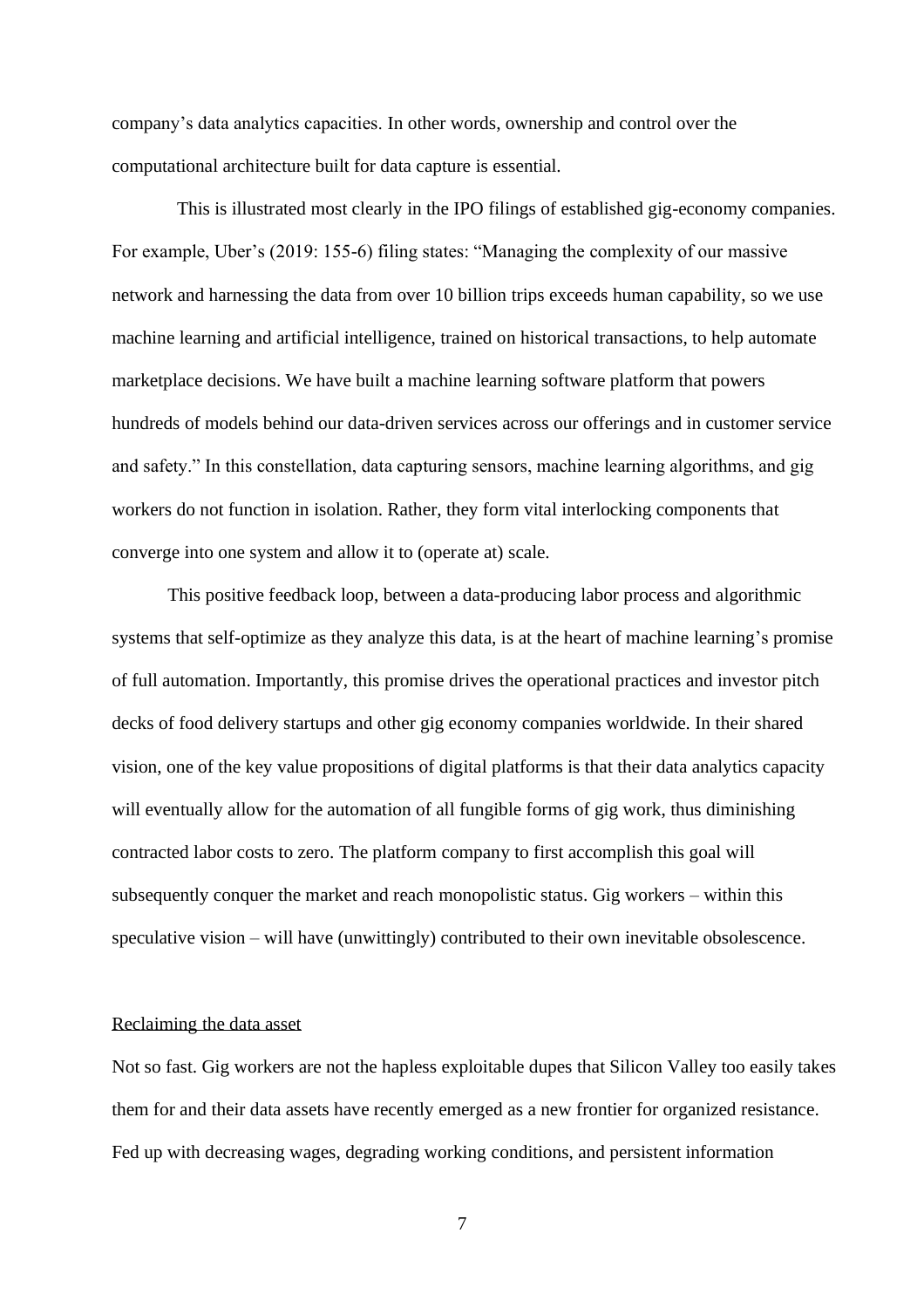company's data analytics capacities. In other words, ownership and control over the computational architecture built for data capture is essential.

This is illustrated most clearly in the IPO filings of established gig-economy companies. For example, Uber's (2019: 155-6) filing states: "Managing the complexity of our massive network and harnessing the data from over 10 billion trips exceeds human capability, so we use machine learning and artificial intelligence, trained on historical transactions, to help automate marketplace decisions. We have built a machine learning software platform that powers hundreds of models behind our data-driven services across our offerings and in customer service and safety." In this constellation, data capturing sensors, machine learning algorithms, and gig workers do not function in isolation. Rather, they form vital interlocking components that converge into one system and allow it to (operate at) scale.

This positive feedback loop, between a data-producing labor process and algorithmic systems that self-optimize as they analyze this data, is at the heart of machine learning's promise of full automation. Importantly, this promise drives the operational practices and investor pitch decks of food delivery startups and other gig economy companies worldwide. In their shared vision, one of the key value propositions of digital platforms is that their data analytics capacity will eventually allow for the automation of all fungible forms of gig work, thus diminishing contracted labor costs to zero. The platform company to first accomplish this goal will subsequently conquer the market and reach monopolistic status. Gig workers – within this speculative vision – will have (unwittingly) contributed to their own inevitable obsolescence.

## Reclaiming the data asset

Not so fast. Gig workers are not the hapless exploitable dupes that Silicon Valley too easily takes them for and their data assets have recently emerged as a new frontier for organized resistance. Fed up with decreasing wages, degrading working conditions, and persistent information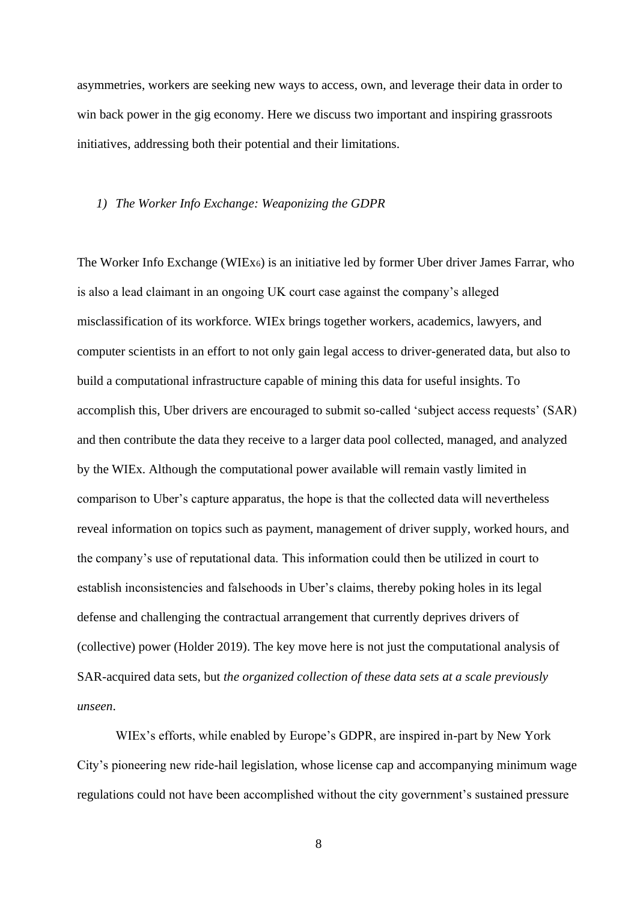asymmetries, workers are seeking new ways to access, own, and leverage their data in order to win back power in the gig economy. Here we discuss two important and inspiring grassroots initiatives, addressing both their potential and their limitations.

### *1) The Worker Info Exchange: Weaponizing the GDPR*

The Worker Info Exchange (WIEx[6]) is an initiative led by former Uber driver James Farrar, who is also a lead claimant in an ongoing UK court case against the company's alleged misclassification of its workforce. WIEx brings together workers, academics, lawyers, and computer scientists in an effort to not only gain legal access to driver-generated data, but also to build a computational infrastructure capable of mining this data for useful insights. To accomplish this, Uber drivers are encouraged to submit so-called 'subject access requests' (SAR) and then contribute the data they receive to a larger data pool collected, managed, and analyzed by the WIEx. Although the computational power available will remain vastly limited in comparison to Uber's capture apparatus, the hope is that the collected data will nevertheless reveal information on topics such as payment, management of driver supply, worked hours, and the company's use of reputational data. This information could then be utilized in court to establish inconsistencies and falsehoods in Uber's claims, thereby poking holes in its legal defense and challenging the contractual arrangement that currently deprives drivers of (collective) power (Holder 2019). The key move here is not just the computational analysis of SAR-acquired data sets, but *the organized collection of these data sets at a scale previously unseen*.

WIEx's efforts, while enabled by Europe's GDPR, are inspired in-part by New York City's pioneering new ride-hail legislation, whose license cap and accompanying minimum wage regulations could not have been accomplished without the city government's sustained pressure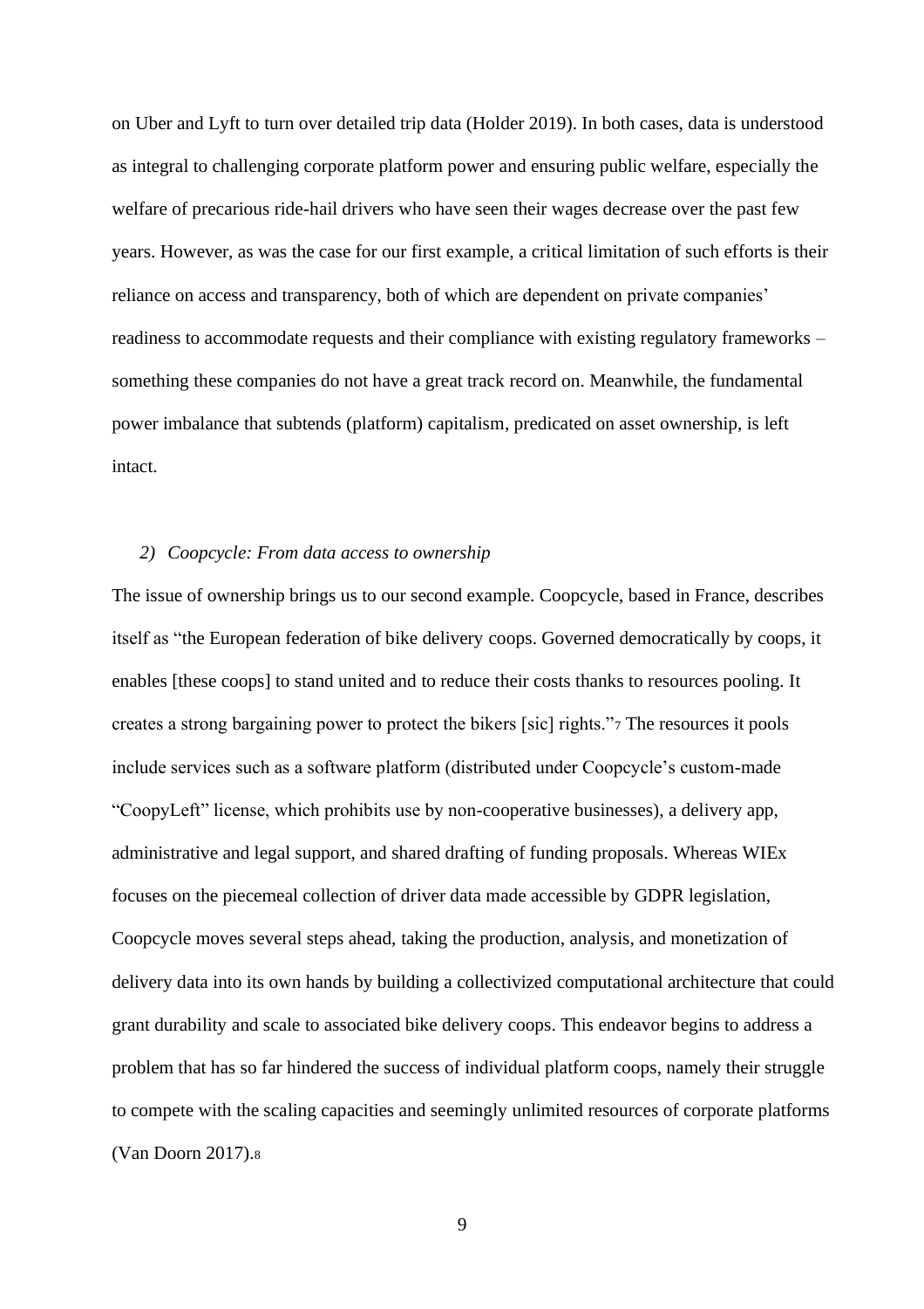on Uber and Lyft to turn over detailed trip data (Holder 2019). In both cases, data is understood as integral to challenging corporate platform power and ensuring public welfare, especially the welfare of precarious ride-hail drivers who have seen their wages decrease over the past few years. However, as was the case for our first example, a critical limitation of such efforts is their reliance on access and transparency, both of which are dependent on private companies' readiness to accommodate requests and their compliance with existing regulatory frameworks – something these companies do not have a great track record on. Meanwhile, the fundamental power imbalance that subtends (platform) capitalism, predicated on asset ownership, is left intact.

### *2) Coopcycle: From data access to ownership*

The issue of ownership brings us to our second example. Coopcycle, based in France, describes itself as "the European federation of bike delivery coops. Governed democratically by coops, it enables [these coops] to stand united and to reduce their costs thanks to resources pooling. It creates a strong bargaining power to protect the bikers [sic] rights."[7] The resources it pools include services such as a software platform (distributed under Coopcycle's custom-made "CoopyLeft" license, which prohibits use by non-cooperative businesses), a delivery app, administrative and legal support, and shared drafting of funding proposals. Whereas WIEx focuses on the piecemeal collection of driver data made accessible by GDPR legislation, Coopcycle moves several steps ahead, taking the production, analysis, and monetization of delivery data into its own hands by building a collectivized computational architecture that could grant durability and scale to associated bike delivery coops. This endeavor begins to address a problem that has so far hindered the success of individual platform coops, namely their struggle to compete with the scaling capacities and seemingly unlimited resources of corporate platforms (Van Doorn 2017).[8]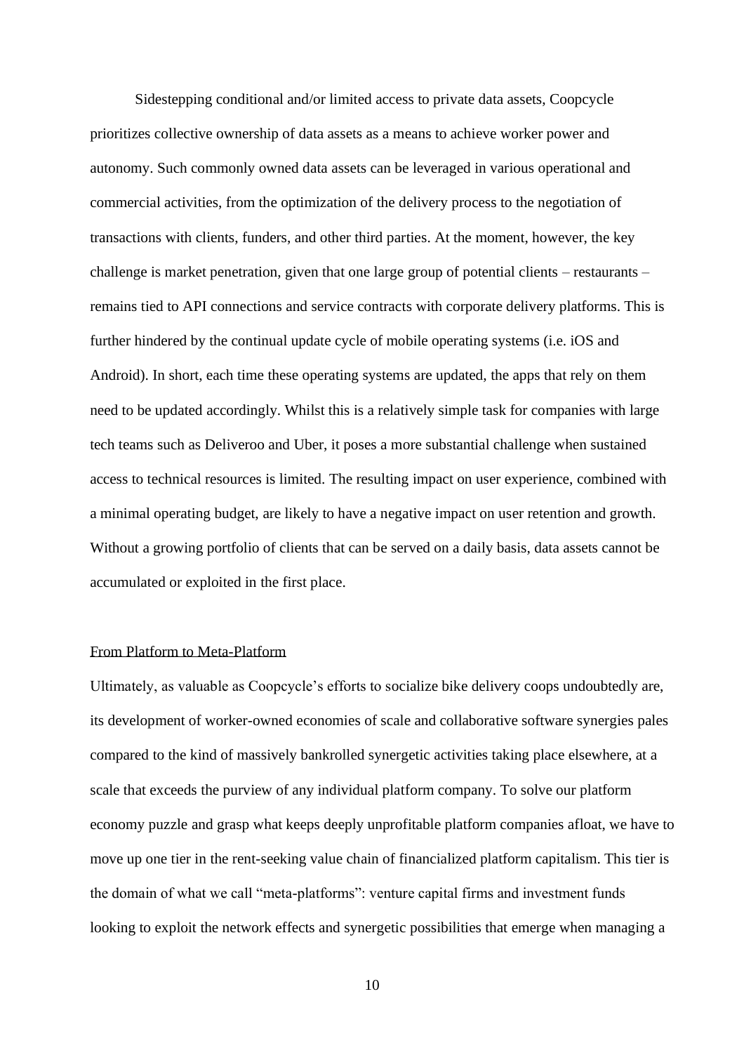Sidestepping conditional and/or limited access to private data assets, Coopcycle prioritizes collective ownership of data assets as a means to achieve worker power and autonomy. Such commonly owned data assets can be leveraged in various operational and commercial activities, from the optimization of the delivery process to the negotiation of transactions with clients, funders, and other third parties. At the moment, however, the key challenge is market penetration, given that one large group of potential clients – restaurants – remains tied to API connections and service contracts with corporate delivery platforms. This is further hindered by the continual update cycle of mobile operating systems (i.e. iOS and Android). In short, each time these operating systems are updated, the apps that rely on them need to be updated accordingly. Whilst this is a relatively simple task for companies with large tech teams such as Deliveroo and Uber, it poses a more substantial challenge when sustained access to technical resources is limited. The resulting impact on user experience, combined with a minimal operating budget, are likely to have a negative impact on user retention and growth. Without a growing portfolio of clients that can be served on a daily basis, data assets cannot be accumulated or exploited in the first place.

## From Platform to Meta-Platform

Ultimately, as valuable as Coopcycle's efforts to socialize bike delivery coops undoubtedly are, its development of worker-owned economies of scale and collaborative software synergies pales compared to the kind of massively bankrolled synergetic activities taking place elsewhere, at a scale that exceeds the purview of any individual platform company. To solve our platform economy puzzle and grasp what keeps deeply unprofitable platform companies afloat, we have to move up one tier in the rent-seeking value chain of financialized platform capitalism. This tier is the domain of what we call "meta-platforms": venture capital firms and investment funds looking to exploit the network effects and synergetic possibilities that emerge when managing a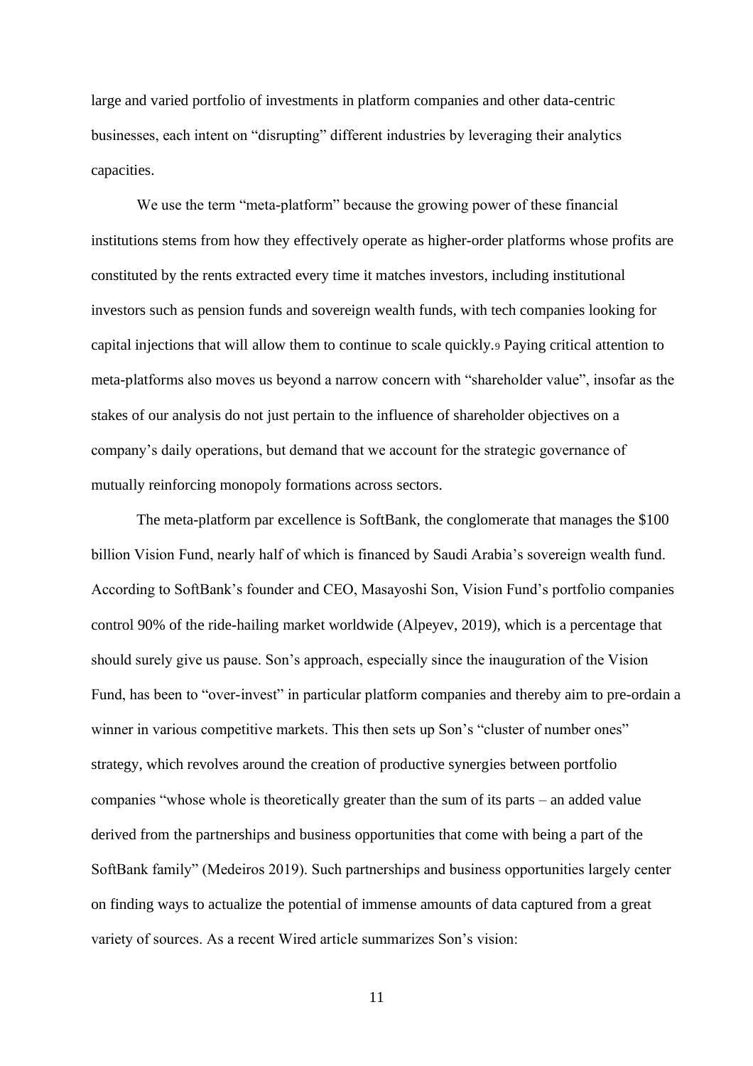large and varied portfolio of investments in platform companies and other data-centric businesses, each intent on "disrupting" different industries by leveraging their analytics capacities.

We use the term "meta-platform" because the growing power of these financial institutions stems from how they effectively operate as higher-order platforms whose profits are constituted by the rents extracted every time it matches investors, including institutional investors such as pension funds and sovereign wealth funds, with tech companies looking for capital injections that will allow them to continue to scale quickly.[9] Paying critical attention to meta-platforms also moves us beyond a narrow concern with "shareholder value", insofar as the stakes of our analysis do not just pertain to the influence of shareholder objectives on a company's daily operations, but demand that we account for the strategic governance of mutually reinforcing monopoly formations across sectors.

The meta-platform par excellence is SoftBank, the conglomerate that manages the $100 billion Vision Fund, nearly half of which is financed by Saudi Arabia's sovereign wealth fund. According to SoftBank's founder and CEO, Masayoshi Son, Vision Fund's portfolio companies control 90% of the ride-hailing market worldwide (Alpeyev, 2019), which is a percentage that should surely give us pause. Son's approach, especially since the inauguration of the Vision Fund, has been to "over-invest" in particular platform companies and thereby aim to pre-ordain a winner in various competitive markets. This then sets up Son's "cluster of number ones" strategy, which revolves around the creation of productive synergies between portfolio companies "whose whole is theoretically greater than the sum of its parts – an added value derived from the partnerships and business opportunities that come with being a part of the SoftBank family" (Medeiros 2019). Such partnerships and business opportunities largely center on finding ways to actualize the potential of immense amounts of data captured from a great variety of sources. As a recent Wired article summarizes Son's vision: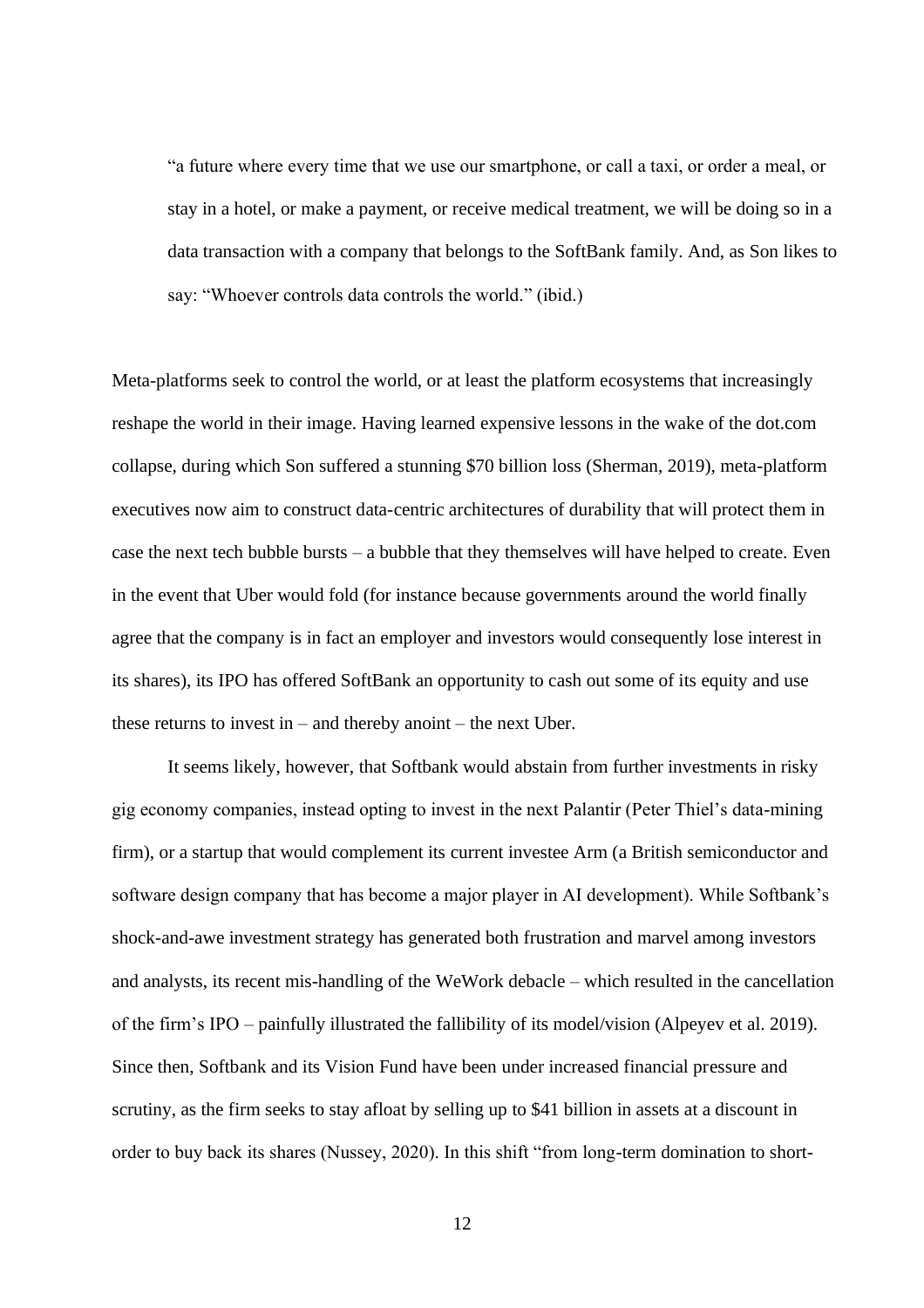> "a future where every time that we use our smartphone, or call a taxi, or order a meal, or stay in a hotel, or make a payment, or receive medical treatment, we will be doing so in a data transaction with a company that belongs to the SoftBank family. And, as Son likes to say: "Whoever controls data controls the world." (ibid.)

Meta-platforms seek to control the world, or at least the platform ecosystems that increasingly reshape the world in their image. Having learned expensive lessons in the wake of the dot.com collapse, during which Son suffered a stunning $70 billion loss (Sherman, 2019), meta-platform executives now aim to construct data-centric architectures of durability that will protect them in case the next tech bubble bursts – a bubble that they themselves will have helped to create. Even in the event that Uber would fold (for instance because governments around the world finally agree that the company is in fact an employer and investors would consequently lose interest in its shares), its IPO has offered SoftBank an opportunity to cash out some of its equity and use these returns to invest in – and thereby anoint – the next Uber.

It seems likely, however, that Softbank would abstain from further investments in risky gig economy companies, instead opting to invest in the next Palantir (Peter Thiel's data-mining firm), or a startup that would complement its current investee Arm (a British semiconductor and software design company that has become a major player in AI development). While Softbank's shock-and-awe investment strategy has generated both frustration and marvel among investors and analysts, its recent mis-handling of the WeWork debacle – which resulted in the cancellation of the firm's IPO – painfully illustrated the fallibility of its model/vision (Alpeyev et al. 2019). Since then, Softbank and its Vision Fund have been under increased financial pressure and scrutiny, as the firm seeks to stay afloat by selling up to $41 billion in assets at a discount in order to buy back its shares (Nussey, 2020). In this shift "from long-term domination to short-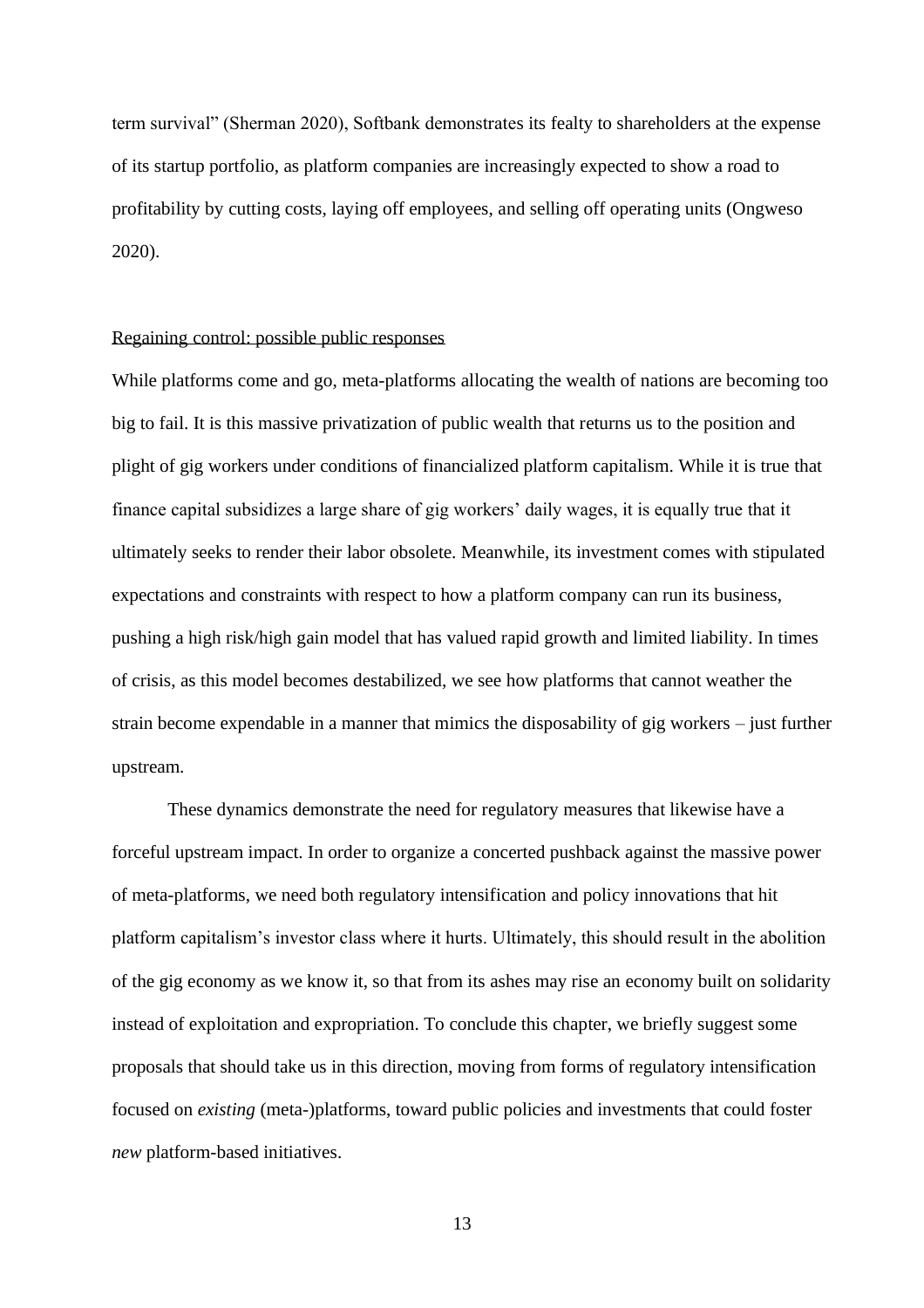term survival" (Sherman 2020), Softbank demonstrates its fealty to shareholders at the expense of its startup portfolio, as platform companies are increasingly expected to show a road to profitability by cutting costs, laying off employees, and selling off operating units (Ongweso 2020).

## Regaining control: possible public responses

While platforms come and go, meta-platforms allocating the wealth of nations are becoming too big to fail. It is this massive privatization of public wealth that returns us to the position and plight of gig workers under conditions of financialized platform capitalism. While it is true that finance capital subsidizes a large share of gig workers' daily wages, it is equally true that it ultimately seeks to render their labor obsolete. Meanwhile, its investment comes with stipulated expectations and constraints with respect to how a platform company can run its business, pushing a high risk/high gain model that has valued rapid growth and limited liability. In times of crisis, as this model becomes destabilized, we see how platforms that cannot weather the strain become expendable in a manner that mimics the disposability of gig workers – just further upstream.

These dynamics demonstrate the need for regulatory measures that likewise have a forceful upstream impact. In order to organize a concerted pushback against the massive power of meta-platforms, we need both regulatory intensification and policy innovations that hit platform capitalism's investor class where it hurts. Ultimately, this should result in the abolition of the gig economy as we know it, so that from its ashes may rise an economy built on solidarity instead of exploitation and expropriation. To conclude this chapter, we briefly suggest some proposals that should take us in this direction, moving from forms of regulatory intensification focused on *existing* (meta-)platforms, toward public policies and investments that could foster *new* platform-based initiatives.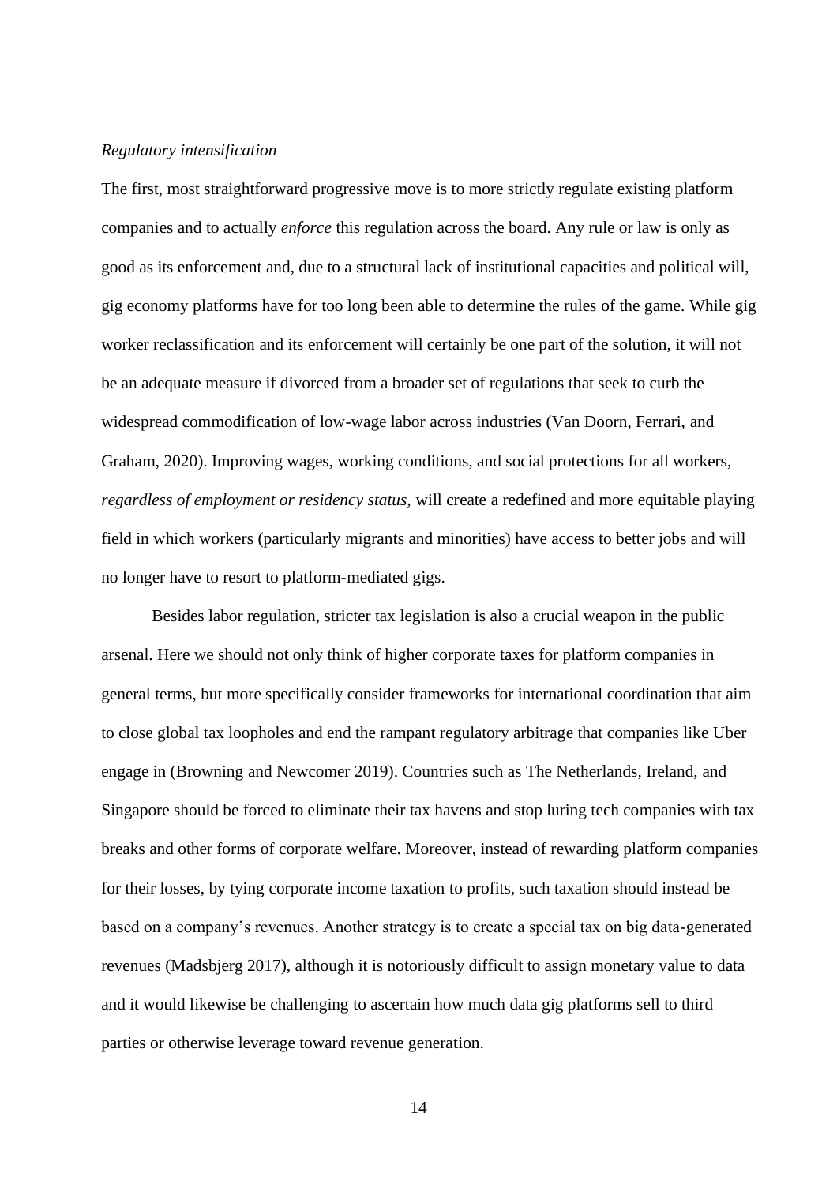*Regulatory intensification*

The first, most straightforward progressive move is to more strictly regulate existing platform companies and to actually *enforce* this regulation across the board. Any rule or law is only as good as its enforcement and, due to a structural lack of institutional capacities and political will, gig economy platforms have for too long been able to determine the rules of the game. While gig worker reclassification and its enforcement will certainly be one part of the solution, it will not be an adequate measure if divorced from a broader set of regulations that seek to curb the widespread commodification of low-wage labor across industries (Van Doorn, Ferrari, and Graham, 2020). Improving wages, working conditions, and social protections for all workers, *regardless of employment or residency status*, will create a redefined and more equitable playing field in which workers (particularly migrants and minorities) have access to better jobs and will no longer have to resort to platform-mediated gigs.

Besides labor regulation, stricter tax legislation is also a crucial weapon in the public arsenal. Here we should not only think of higher corporate taxes for platform companies in general terms, but more specifically consider frameworks for international coordination that aim to close global tax loopholes and end the rampant regulatory arbitrage that companies like Uber engage in (Browning and Newcomer 2019). Countries such as The Netherlands, Ireland, and Singapore should be forced to eliminate their tax havens and stop luring tech companies with tax breaks and other forms of corporate welfare. Moreover, instead of rewarding platform companies for their losses, by tying corporate income taxation to profits, such taxation should instead be based on a company's revenues. Another strategy is to create a special tax on big data-generated revenues (Madsbjerg 2017), although it is notoriously difficult to assign monetary value to data and it would likewise be challenging to ascertain how much data gig platforms sell to third parties or otherwise leverage toward revenue generation.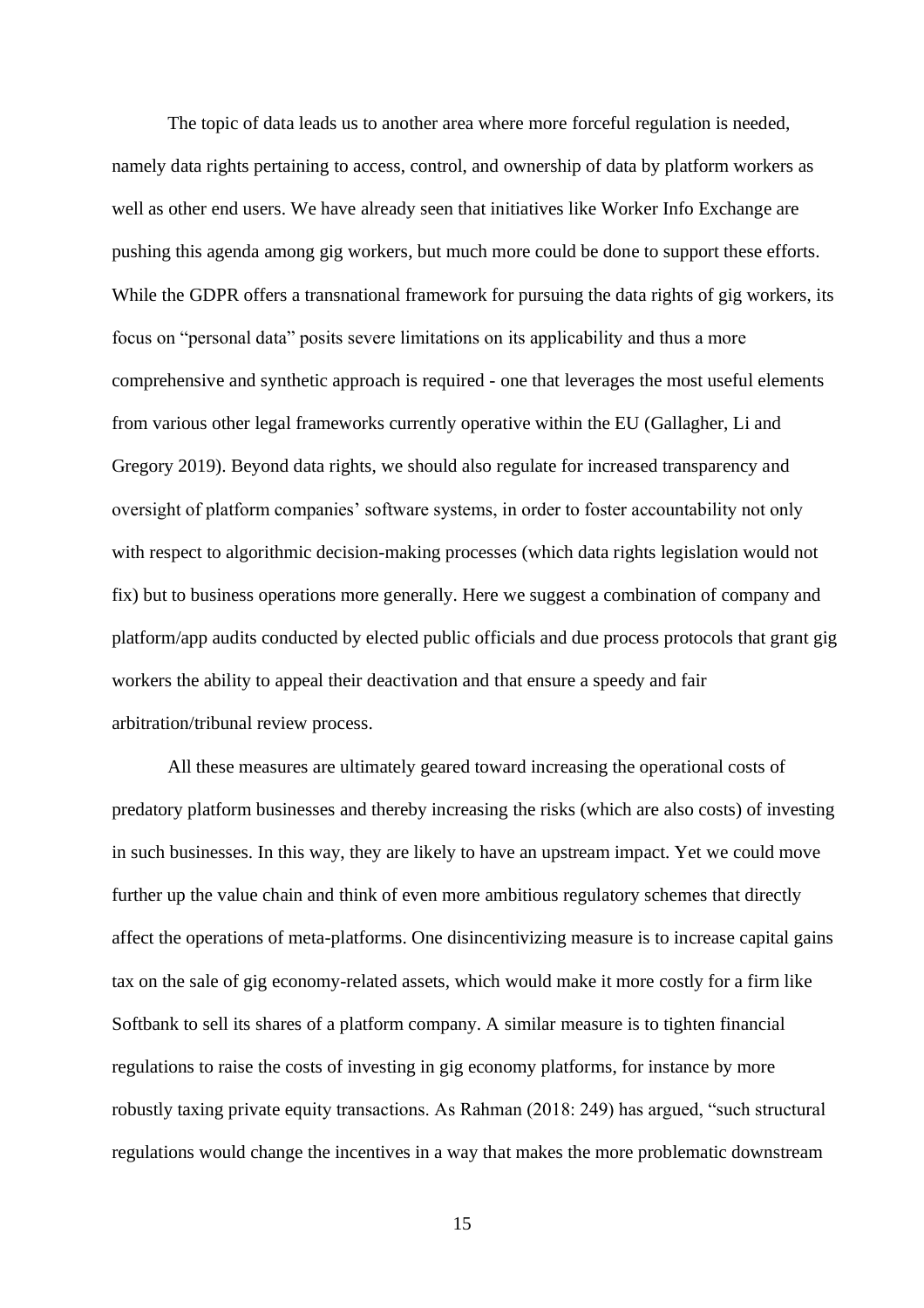The topic of data leads us to another area where more forceful regulation is needed, namely data rights pertaining to access, control, and ownership of data by platform workers as well as other end users. We have already seen that initiatives like Worker Info Exchange are pushing this agenda among gig workers, but much more could be done to support these efforts. While the GDPR offers a transnational framework for pursuing the data rights of gig workers, its focus on "personal data" posits severe limitations on its applicability and thus a more comprehensive and synthetic approach is required - one that leverages the most useful elements from various other legal frameworks currently operative within the EU (Gallagher, Li and Gregory 2019). Beyond data rights, we should also regulate for increased transparency and oversight of platform companies' software systems, in order to foster accountability not only with respect to algorithmic decision-making processes (which data rights legislation would not fix) but to business operations more generally. Here we suggest a combination of company and platform/app audits conducted by elected public officials and due process protocols that grant gig workers the ability to appeal their deactivation and that ensure a speedy and fair arbitration/tribunal review process.

All these measures are ultimately geared toward increasing the operational costs of predatory platform businesses and thereby increasing the risks (which are also costs) of investing in such businesses. In this way, they are likely to have an upstream impact. Yet we could move further up the value chain and think of even more ambitious regulatory schemes that directly affect the operations of meta-platforms. One disincentivizing measure is to increase capital gains tax on the sale of gig economy-related assets, which would make it more costly for a firm like Softbank to sell its shares of a platform company. A similar measure is to tighten financial regulations to raise the costs of investing in gig economy platforms, for instance by more robustly taxing private equity transactions. As Rahman (2018: 249) has argued, "such structural regulations would change the incentives in a way that makes the more problematic downstream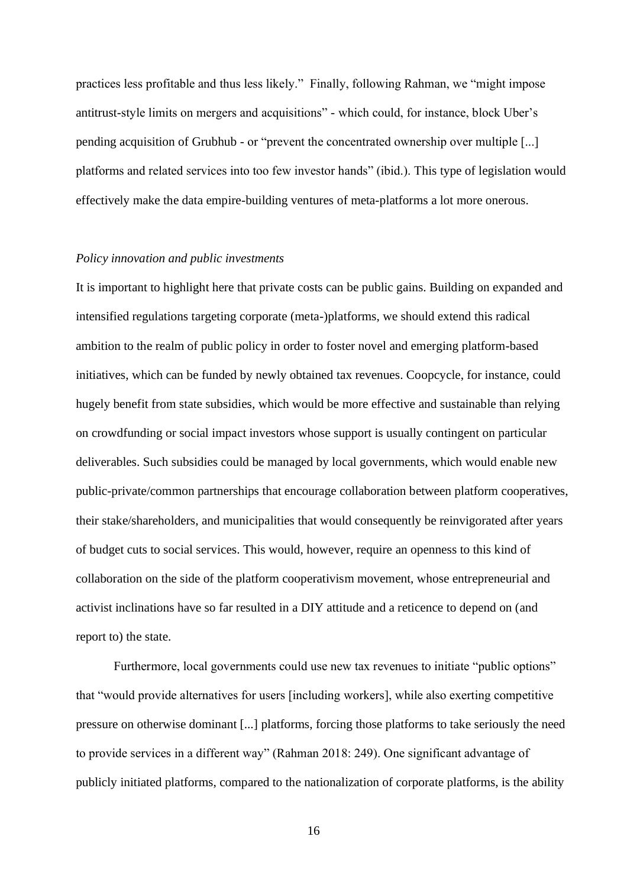practices less profitable and thus less likely." Finally, following Rahman, we "might impose antitrust-style limits on mergers and acquisitions" - which could, for instance, block Uber's pending acquisition of Grubhub - or "prevent the concentrated ownership over multiple [...] platforms and related services into too few investor hands" (ibid.). This type of legislation would effectively make the data empire-building ventures of meta-platforms a lot more onerous.

*Policy innovation and public investments*

It is important to highlight here that private costs can be public gains. Building on expanded and intensified regulations targeting corporate (meta-)platforms, we should extend this radical ambition to the realm of public policy in order to foster novel and emerging platform-based initiatives, which can be funded by newly obtained tax revenues. Coopcycle, for instance, could hugely benefit from state subsidies, which would be more effective and sustainable than relying on crowdfunding or social impact investors whose support is usually contingent on particular deliverables. Such subsidies could be managed by local governments, which would enable new public-private/common partnerships that encourage collaboration between platform cooperatives, their stake/shareholders, and municipalities that would consequently be reinvigorated after years of budget cuts to social services. This would, however, require an openness to this kind of collaboration on the side of the platform cooperativism movement, whose entrepreneurial and activist inclinations have so far resulted in a DIY attitude and a reticence to depend on (and report to) the state.

Furthermore, local governments could use new tax revenues to initiate "public options" that "would provide alternatives for users [including workers], while also exerting competitive pressure on otherwise dominant [...] platforms, forcing those platforms to take seriously the need to provide services in a different way" (Rahman 2018: 249). One significant advantage of publicly initiated platforms, compared to the nationalization of corporate platforms, is the ability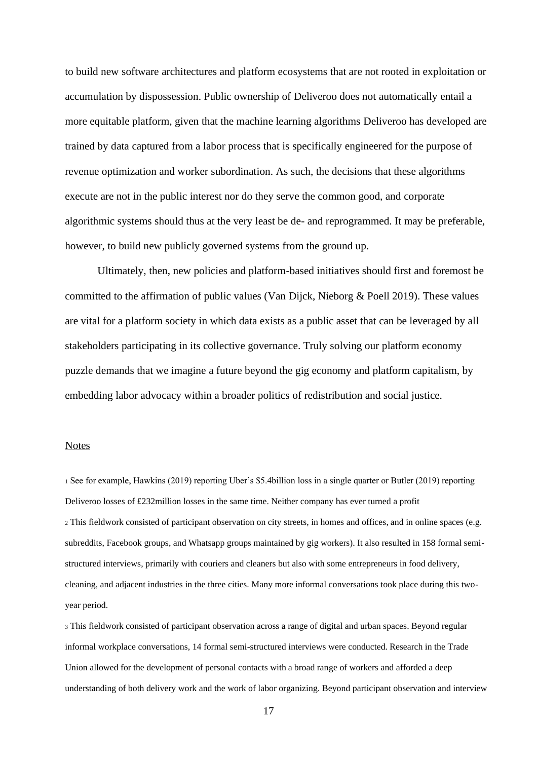to build new software architectures and platform ecosystems that are not rooted in exploitation or accumulation by dispossession. Public ownership of Deliveroo does not automatically entail a more equitable platform, given that the machine learning algorithms Deliveroo has developed are trained by data captured from a labor process that is specifically engineered for the purpose of revenue optimization and worker subordination. As such, the decisions that these algorithms execute are not in the public interest nor do they serve the common good, and corporate algorithmic systems should thus at the very least be de- and reprogrammed. It may be preferable, however, to build new publicly governed systems from the ground up.

Ultimately, then, new policies and platform-based initiatives should first and foremost be committed to the affirmation of public values (Van Dijck, Nieborg & Poell 2019). These values are vital for a platform society in which data exists as a public asset that can be leveraged by all stakeholders participating in its collective governance. Truly solving our platform economy puzzle demands that we imagine a future beyond the gig economy and platform capitalism, by embedding labor advocacy within a broader politics of redistribution and social justice.

## Notes

[1] See for example, Hawkins (2019) reporting Uber's $5.4billion loss in a single quarter or Butler (2019) reporting Deliveroo losses of £232million losses in the same time. Neither company has ever turned a profit

[2] This fieldwork consisted of participant observation on city streets, in homes and offices, and in online spaces (e.g. subreddits, Facebook groups, and Whatsapp groups maintained by gig workers). It also resulted in 158 formal semi-structured interviews, primarily with couriers and cleaners but also with some entrepreneurs in food delivery, cleaning, and adjacent industries in the three cities. Many more informal conversations took place during this two-year period.

[3] This fieldwork consisted of participant observation across a range of digital and urban spaces. Beyond regular informal workplace conversations, 14 formal semi-structured interviews were conducted. Research in the Trade Union allowed for the development of personal contacts with a broad range of workers and afforded a deep understanding of both delivery work and the work of labor organizing. Beyond participant observation and interview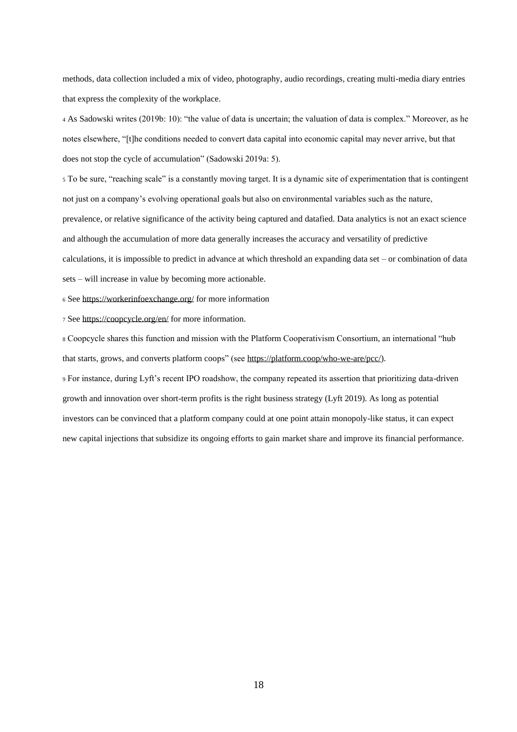methods, data collection included a mix of video, photography, audio recordings, creating multi-media diary entries that express the complexity of the workplace.

[4] As Sadowski writes (2019b: 10): "the value of data is uncertain; the valuation of data is complex." Moreover, as he notes elsewhere, "[t]he conditions needed to convert data capital into economic capital may never arrive, but that does not stop the cycle of accumulation" (Sadowski 2019a: 5).

[5] To be sure, "reaching scale" is a constantly moving target. It is a dynamic site of experimentation that is contingent not just on a company's evolving operational goals but also on environmental variables such as the nature, prevalence, or relative significance of the activity being captured and datafied. Data analytics is not an exact science and although the accumulation of more data generally increases the accuracy and versatility of predictive calculations, it is impossible to predict in advance at which threshold an expanding data set – or combination of data sets – will increase in value by becoming more actionable.

[6] See https://workerinfoexchange.org/ for more information

[7] See https://coopcycle.org/en/ for more information.

[8] Coopcycle shares this function and mission with the Platform Cooperativism Consortium, an international "hub that starts, grows, and converts platform coops" (see https://platform.coop/who-we-are/pcc/).

[9] For instance, during Lyft's recent IPO roadshow, the company repeated its assertion that prioritizing data-driven growth and innovation over short-term profits is the right business strategy (Lyft 2019). As long as potential investors can be convinced that a platform company could at one point attain monopoly-like status, it can expect new capital injections that subsidize its ongoing efforts to gain market share and improve its financial performance.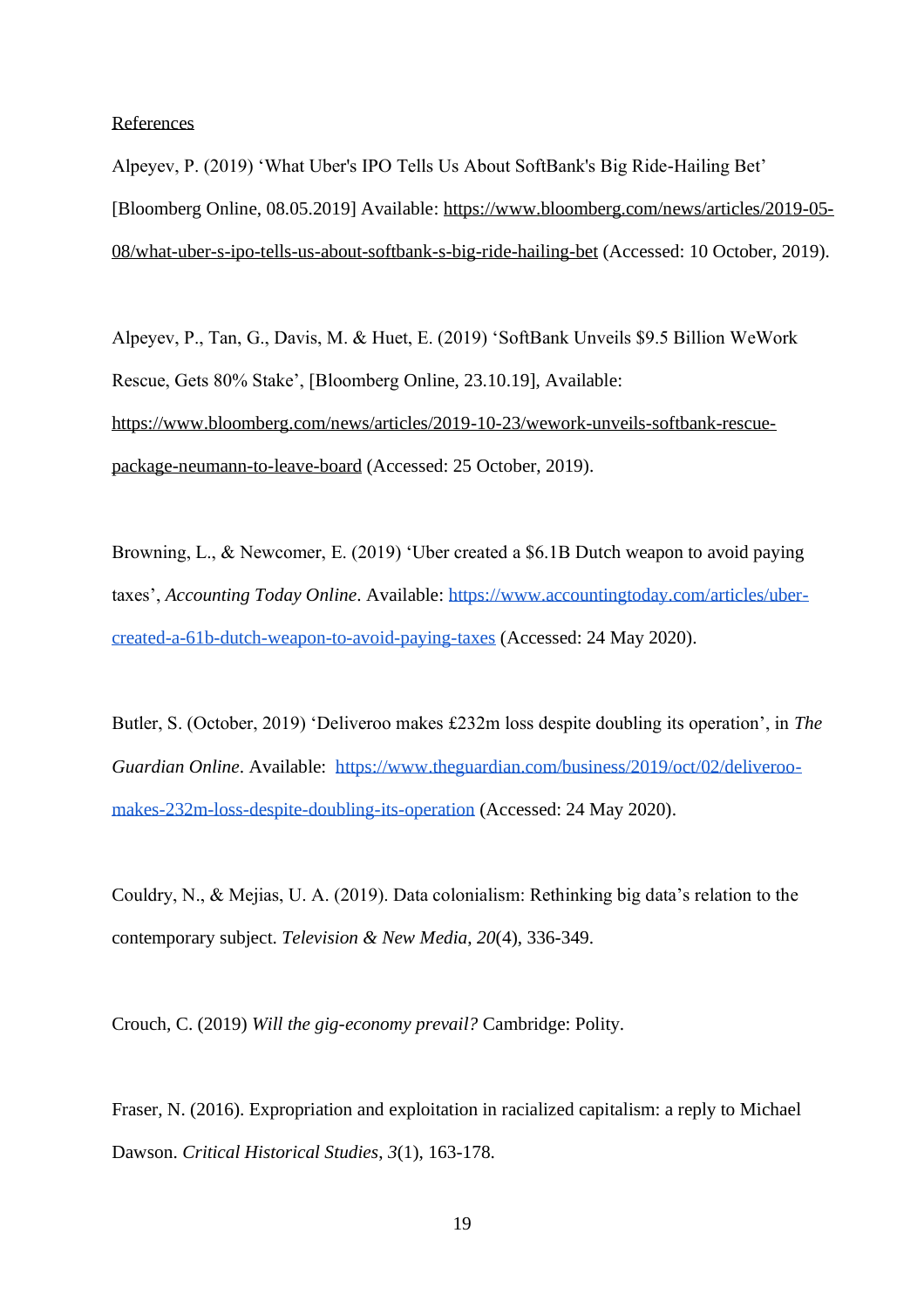References

Alpeyev, P. (2019) 'What Uber's IPO Tells Us About SoftBank's Big Ride-Hailing Bet' [Bloomberg Online, 08.05.2019] Available: https://www.bloomberg.com/news/articles/2019-05-08/what-uber-s-ipo-tells-us-about-softbank-s-big-ride-hailing-bet (Accessed: 10 October, 2019).

Alpeyev, P., Tan, G., Davis, M. & Huet, E. (2019) 'SoftBank Unveils $9.5 Billion WeWork Rescue, Gets 80% Stake', [Bloomberg Online, 23.10.19], Available: https://www.bloomberg.com/news/articles/2019-10-23/wework-unveils-softbank-rescue-package-neumann-to-leave-board (Accessed: 25 October, 2019).

Browning, L., & Newcomer, E. (2019) 'Uber created a $6.1B Dutch weapon to avoid paying taxes', *Accounting Today Online*. Available: https://www.accountingtoday.com/articles/uber-created-a-61b-dutch-weapon-to-avoid-paying-taxes (Accessed: 24 May 2020).

Butler, S. (October, 2019) 'Deliveroo makes £232m loss despite doubling its operation', in *The Guardian Online*. Available: https://www.theguardian.com/business/2019/oct/02/deliveroo-makes-232m-loss-despite-doubling-its-operation (Accessed: 24 May 2020).

Couldry, N., & Mejias, U. A. (2019). Data colonialism: Rethinking big data's relation to the contemporary subject. *Television & New Media*, *20*(4), 336-349.

Crouch, C. (2019) *Will the gig-economy prevail?* Cambridge: Polity.

Fraser, N. (2016). Expropriation and exploitation in racialized capitalism: a reply to Michael Dawson. *Critical Historical Studies*, *3*(1), 163-178.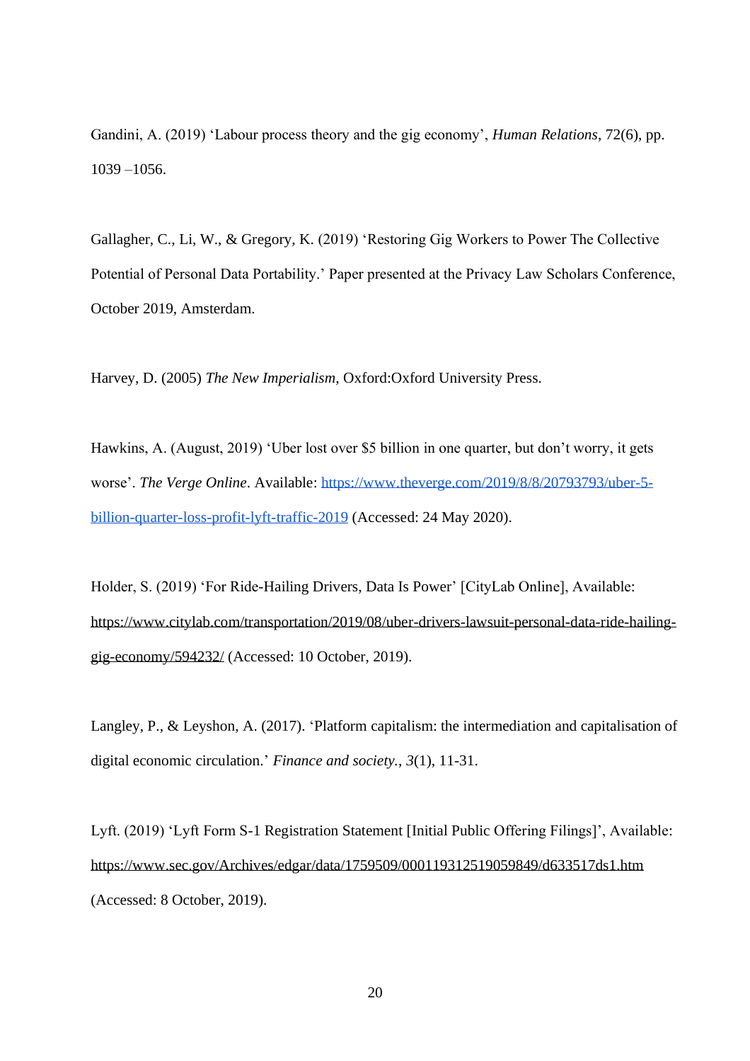Gandini, A. (2019) 'Labour process theory and the gig economy', *Human Relations*, 72(6), pp. 1039 –1056.

Gallagher, C., Li, W., & Gregory, K. (2019) 'Restoring Gig Workers to Power The Collective Potential of Personal Data Portability.' Paper presented at the Privacy Law Scholars Conference, October 2019, Amsterdam.

Harvey, D. (2005) *The New Imperialism*, Oxford:Oxford University Press.

Hawkins, A. (August, 2019) 'Uber lost over $5 billion in one quarter, but don't worry, it gets worse'. *The Verge Online*. Available: [https://www.theverge.com/2019/8/8/20793793/uber-5-billion-quarter-loss-profit-lyft-traffic-2019](https://www.theverge.com/2019/8/8/20793793/uber-5-billion-quarter-loss-profit-lyft-traffic-2019) (Accessed: 24 May 2020).

Holder, S. (2019) 'For Ride-Hailing Drivers, Data Is Power' [CityLab Online], Available: https://www.citylab.com/transportation/2019/08/uber-drivers-lawsuit-personal-data-ride-hailing-gig-economy/594232/ (Accessed: 10 October, 2019).

Langley, P., & Leyshon, A. (2017). 'Platform capitalism: the intermediation and capitalisation of digital economic circulation.' *Finance and society.*, *3*(1), 11-31.

Lyft. (2019) 'Lyft Form S-1 Registration Statement [Initial Public Offering Filings]', Available: https://www.sec.gov/Archives/edgar/data/1759509/000119312519059849/d633517ds1.htm (Accessed: 8 October, 2019).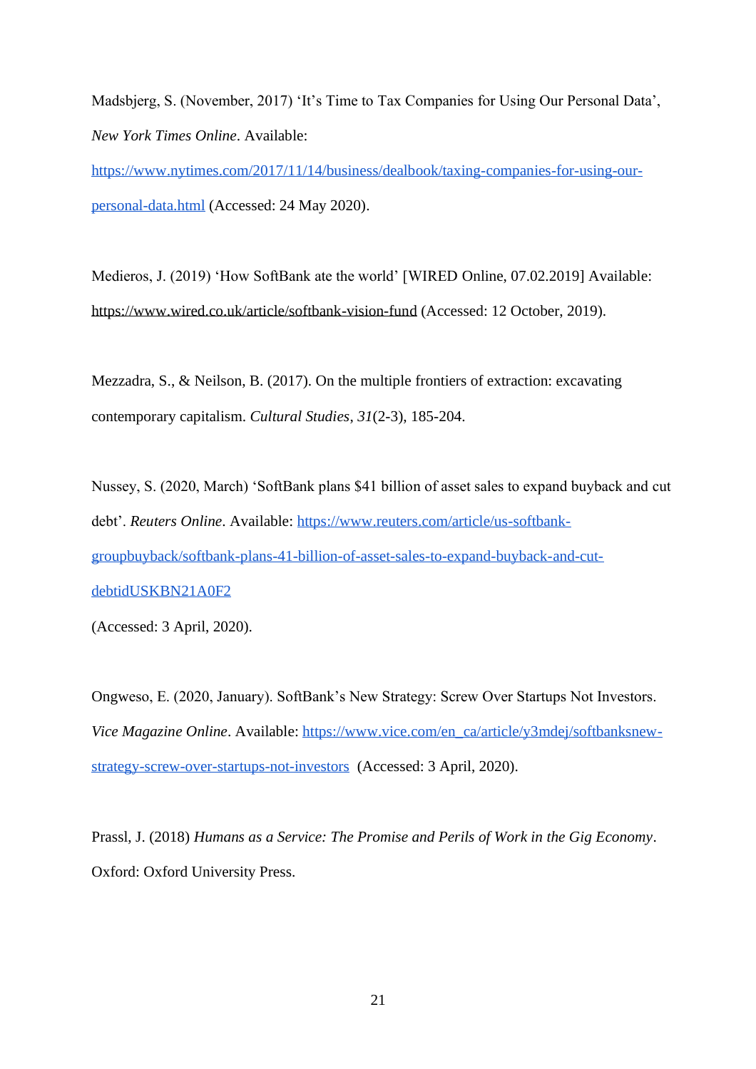Madsbjerg, S. (November, 2017) ‘It’s Time to Tax Companies for Using Our Personal Data’, *New York Times Online*. Available: https://www.nytimes.com/2017/11/14/business/dealbook/taxing-companies-for-using-our-personal-data.html (Accessed: 24 May 2020).

Medieros, J. (2019) ‘How SoftBank ate the world’ [WIRED Online, 07.02.2019] Available: https://www.wired.co.uk/article/softbank-vision-fund (Accessed: 12 October, 2019).

Mezzadra, S., & Neilson, B. (2017). On the multiple frontiers of extraction: excavating contemporary capitalism. *Cultural Studies*, *31*(2-3), 185-204.

Nussey, S. (2020, March) ‘SoftBank plans $41 billion of asset sales to expand buyback and cut debt’. *Reuters Online*. Available: https://www.reuters.com/article/us-softbank-groupbuyback/softbank-plans-41-billion-of-asset-sales-to-expand-buyback-and-cut-debtidUSKBN21A0F2
(Accessed: 3 April, 2020).

Ongweso, E. (2020, January). SoftBank’s New Strategy: Screw Over Startups Not Investors. *Vice Magazine Online*. Available: https://www.vice.com/en_ca/article/y3mdej/softbanksnew-strategy-screw-over-startups-not-investors (Accessed: 3 April, 2020).

Prassl, J. (2018) *Humans as a Service: The Promise and Perils of Work in the Gig Economy*. Oxford: Oxford University Press.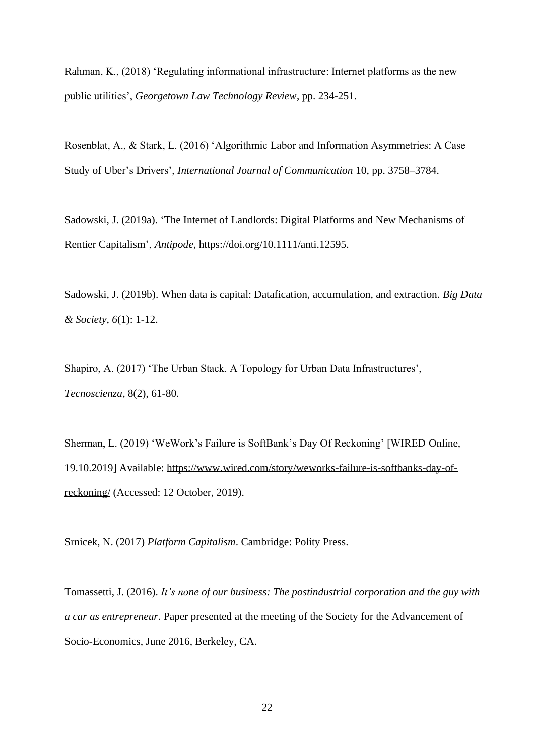Rahman, K., (2018) 'Regulating informational infrastructure: Internet platforms as the new public utilities', *Georgetown Law Technology Review*, pp. 234-251.

Rosenblat, A., & Stark, L. (2016) 'Algorithmic Labor and Information Asymmetries: A Case Study of Uber's Drivers', *International Journal of Communication* 10, pp. 3758–3784.

Sadowski, J. (2019a). 'The Internet of Landlords: Digital Platforms and New Mechanisms of Rentier Capitalism', *Antipode*, https://doi.org/10.1111/anti.12595.

Sadowski, J. (2019b). When data is capital: Datafication, accumulation, and extraction. *Big Data & Society*, *6*(1): 1-12.

Shapiro, A. (2017) 'The Urban Stack. A Topology for Urban Data Infrastructures', *Tecnoscienza*, 8(2), 61-80.

Sherman, L. (2019) 'WeWork's Failure is SoftBank's Day Of Reckoning' [WIRED Online, 19.10.2019] Available: https://www.wired.com/story/weworks-failure-is-softbanks-day-of-reckoning/ (Accessed: 12 October, 2019).

Srnicek, N. (2017) *Platform Capitalism*. Cambridge: Polity Press.

Tomassetti, J. (2016). *It's none of our business: The postindustrial corporation and the guy with a car as entrepreneur*. Paper presented at the meeting of the Society for the Advancement of Socio-Economics, June 2016, Berkeley, CA.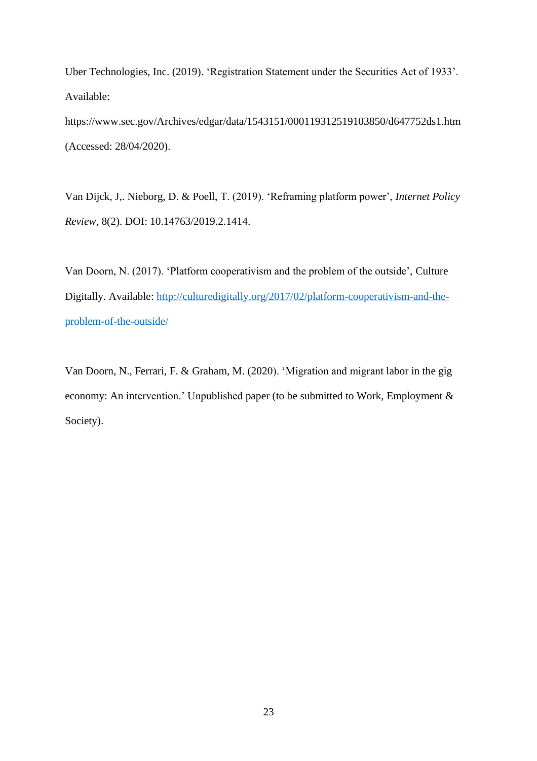Uber Technologies, Inc. (2019). 'Registration Statement under the Securities Act of 1933'. Available: https://www.sec.gov/Archives/edgar/data/1543151/000119312519103850/d647752ds1.htm (Accessed: 28/04/2020).

Van Dijck, J,. Nieborg, D. & Poell, T. (2019). 'Reframing platform power', *Internet Policy Review*, 8(2). DOI: 10.14763/2019.2.1414.

Van Doorn, N. (2017). 'Platform cooperativism and the problem of the outside', Culture Digitally. Available: http://culturedigitally.org/2017/02/platform-cooperativism-and-the-problem-of-the-outside/

Van Doorn, N., Ferrari, F. & Graham, M. (2020). 'Migration and migrant labor in the gig economy: An intervention.' Unpublished paper (to be submitted to Work, Employment & Society).